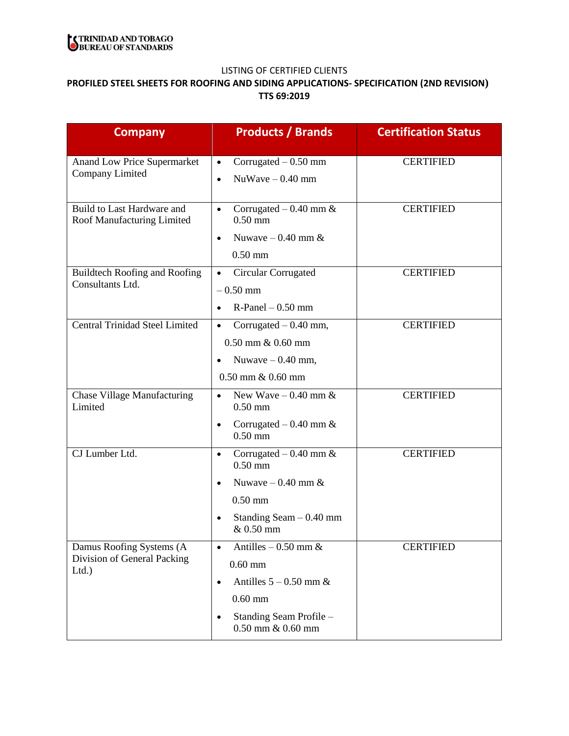TRINIDAD AND TOBAGO
BUREAU OF STANDARDS

LISTING OF CERTIFIED CLIENTS

**PROFILED STEEL SHEETS FOR ROOFING AND SIDING APPLICATIONS- SPECIFICATION (2ND REVISION)**
**TTS 69:2019**

| Company | Products / Brands | Certification Status |
|---|---|---|
| Anand Low Price Supermarket Company Limited | • Corrugated – 0.50 mm<br>• NuWave – 0.40 mm | CERTIFIED |
| Build to Last Hardware and Roof Manufacturing Limited | • Corrugated – 0.40 mm & 0.50 mm<br>• Nuwave – 0.40 mm & 0.50 mm | CERTIFIED |
| Buildtech Roofing and Roofing Consultants Ltd. | • Circular Corrugated – 0.50 mm<br>• R-Panel – 0.50 mm | CERTIFIED |
| Central Trinidad Steel Limited | • Corrugated – 0.40 mm, 0.50 mm & 0.60 mm<br>• Nuwave – 0.40 mm, 0.50 mm & 0.60 mm | CERTIFIED |
| Chase Village Manufacturing Limited | • New Wave – 0.40 mm & 0.50 mm<br>• Corrugated – 0.40 mm & 0.50 mm | CERTIFIED |
| CJ Lumber Ltd. | • Corrugated – 0.40 mm & 0.50 mm<br>• Nuwave – 0.40 mm & 0.50 mm<br>• Standing Seam – 0.40 mm & 0.50 mm | CERTIFIED |
| Damus Roofing Systems (A Division of General Packing Ltd.) | • Antilles – 0.50 mm & 0.60 mm<br>• Antilles 5 – 0.50 mm & 0.60 mm<br>• Standing Seam Profile – 0.50 mm & 0.60 mm | CERTIFIED |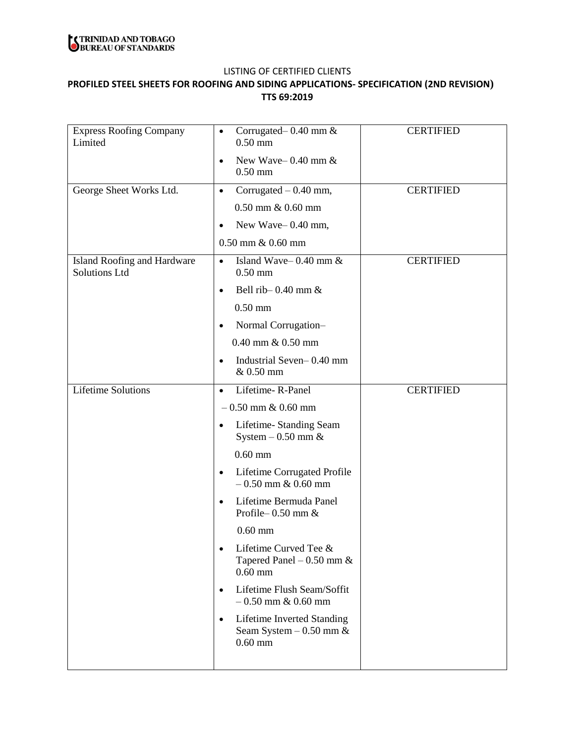LISTING OF CERTIFIED CLIENTS

**PROFILED STEEL SHEETS FOR ROOFING AND SIDING APPLICATIONS- SPECIFICATION (2ND REVISION) TTS 69:2019**

| | | |
|---|---|---|
| Express Roofing Company Limited | • Corrugated– 0.40 mm & 0.50 mm<br>• New Wave– 0.40 mm & 0.50 mm | CERTIFIED |
| George Sheet Works Ltd. | • Corrugated – 0.40 mm, 0.50 mm & 0.60 mm<br>• New Wave– 0.40 mm, 0.50 mm & 0.60 mm | CERTIFIED |
| Island Roofing and Hardware Solutions Ltd | • Island Wave– 0.40 mm & 0.50 mm<br>• Bell rib– 0.40 mm & 0.50 mm<br>• Normal Corrugation– 0.40 mm & 0.50 mm<br>• Industrial Seven– 0.40 mm & 0.50 mm | CERTIFIED |
| Lifetime Solutions | • Lifetime- R-Panel – 0.50 mm & 0.60 mm<br>• Lifetime- Standing Seam System – 0.50 mm & 0.60 mm<br>• Lifetime Corrugated Profile – 0.50 mm & 0.60 mm<br>• Lifetime Bermuda Panel Profile– 0.50 mm & 0.60 mm<br>• Lifetime Curved Tee & Tapered Panel – 0.50 mm & 0.60 mm<br>• Lifetime Flush Seam/Soffit – 0.50 mm & 0.60 mm<br>• Lifetime Inverted Standing Seam System – 0.50 mm & 0.60 mm | CERTIFIED |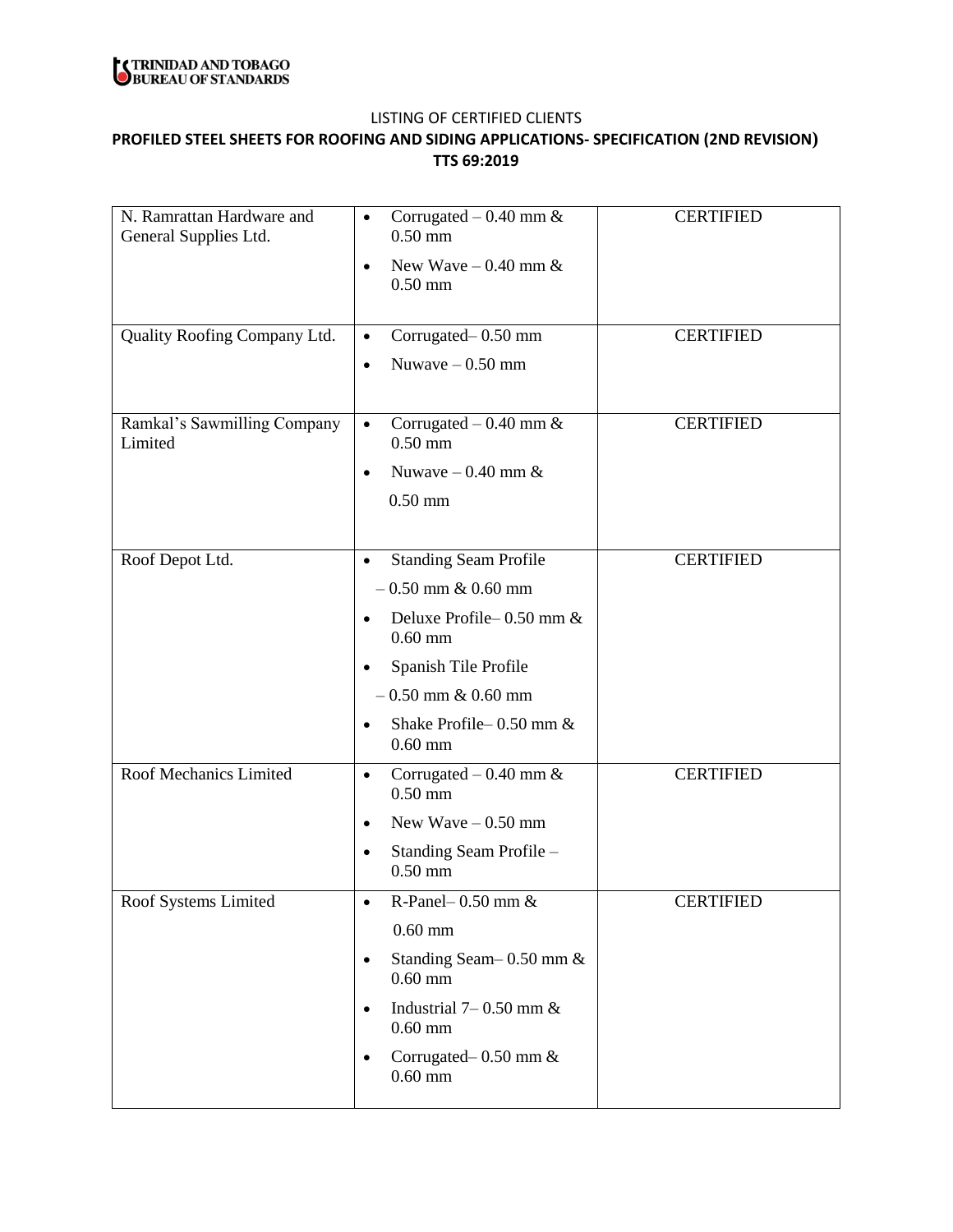LISTING OF CERTIFIED CLIENTS

**PROFILED STEEL SHEETS FOR ROOFING AND SIDING APPLICATIONS- SPECIFICATION (2ND REVISION)**

**TTS 69:2019**

| | | |
|---|---|---|
| N. Ramrattan Hardware and General Supplies Ltd. | • Corrugated – 0.40 mm & 0.50 mm<br>• New Wave – 0.40 mm & 0.50 mm | CERTIFIED |
| Quality Roofing Company Ltd. | • Corrugated– 0.50 mm<br>• Nuwave – 0.50 mm | CERTIFIED |
| Ramkal's Sawmilling Company Limited | • Corrugated – 0.40 mm & 0.50 mm<br>• Nuwave – 0.40 mm & 0.50 mm | CERTIFIED |
| Roof Depot Ltd. | • Standing Seam Profile – 0.50 mm & 0.60 mm<br>• Deluxe Profile– 0.50 mm & 0.60 mm<br>• Spanish Tile Profile – 0.50 mm & 0.60 mm<br>• Shake Profile– 0.50 mm & 0.60 mm | CERTIFIED |
| Roof Mechanics Limited | • Corrugated – 0.40 mm & 0.50 mm<br>• New Wave – 0.50 mm<br>• Standing Seam Profile – 0.50 mm | CERTIFIED |
| Roof Systems Limited | • R-Panel– 0.50 mm & 0.60 mm<br>• Standing Seam– 0.50 mm & 0.60 mm<br>• Industrial 7– 0.50 mm & 0.60 mm<br>• Corrugated– 0.50 mm & 0.60 mm | CERTIFIED |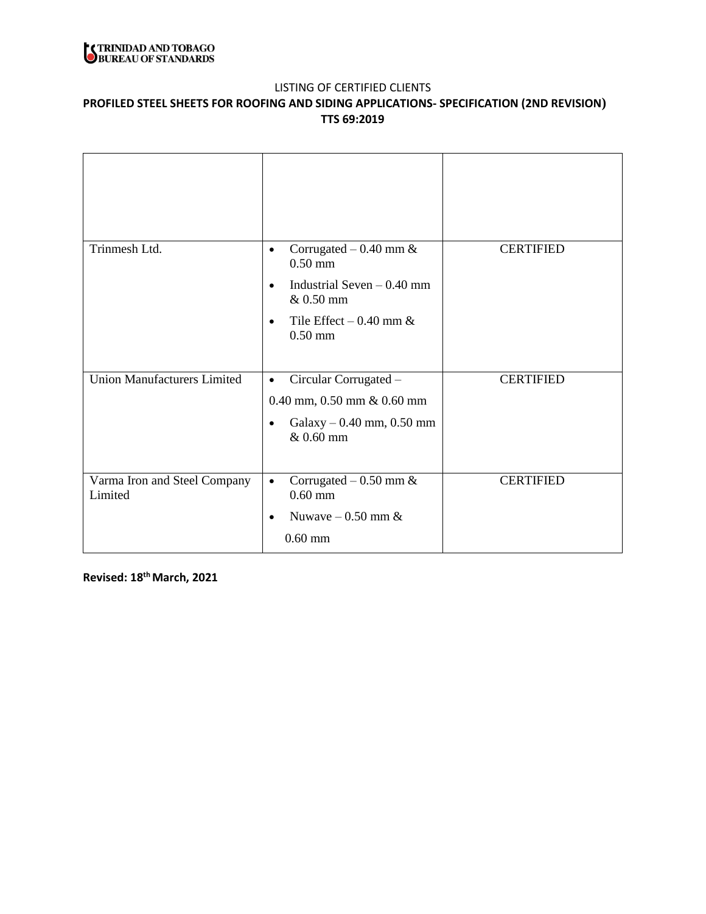LISTING OF CERTIFIED CLIENTS

**PROFILED STEEL SHEETS FOR ROOFING AND SIDING APPLICATIONS- SPECIFICATION (2ND REVISION)**

**TTS 69:2019**

| | | |
|---|---|---|
| Trinmesh Ltd. | • Corrugated – 0.40 mm & 0.50 mm<br>• Industrial Seven – 0.40 mm & 0.50 mm<br>• Tile Effect – 0.40 mm & 0.50 mm | CERTIFIED |
| Union Manufacturers Limited | • Circular Corrugated – 0.40 mm, 0.50 mm & 0.60 mm<br>• Galaxy – 0.40 mm, 0.50 mm & 0.60 mm | CERTIFIED |
| Varma Iron and Steel Company Limited | • Corrugated – 0.50 mm & 0.60 mm<br>• Nuwave – 0.50 mm & 0.60 mm | CERTIFIED |

**Revised: 18th March, 2021**